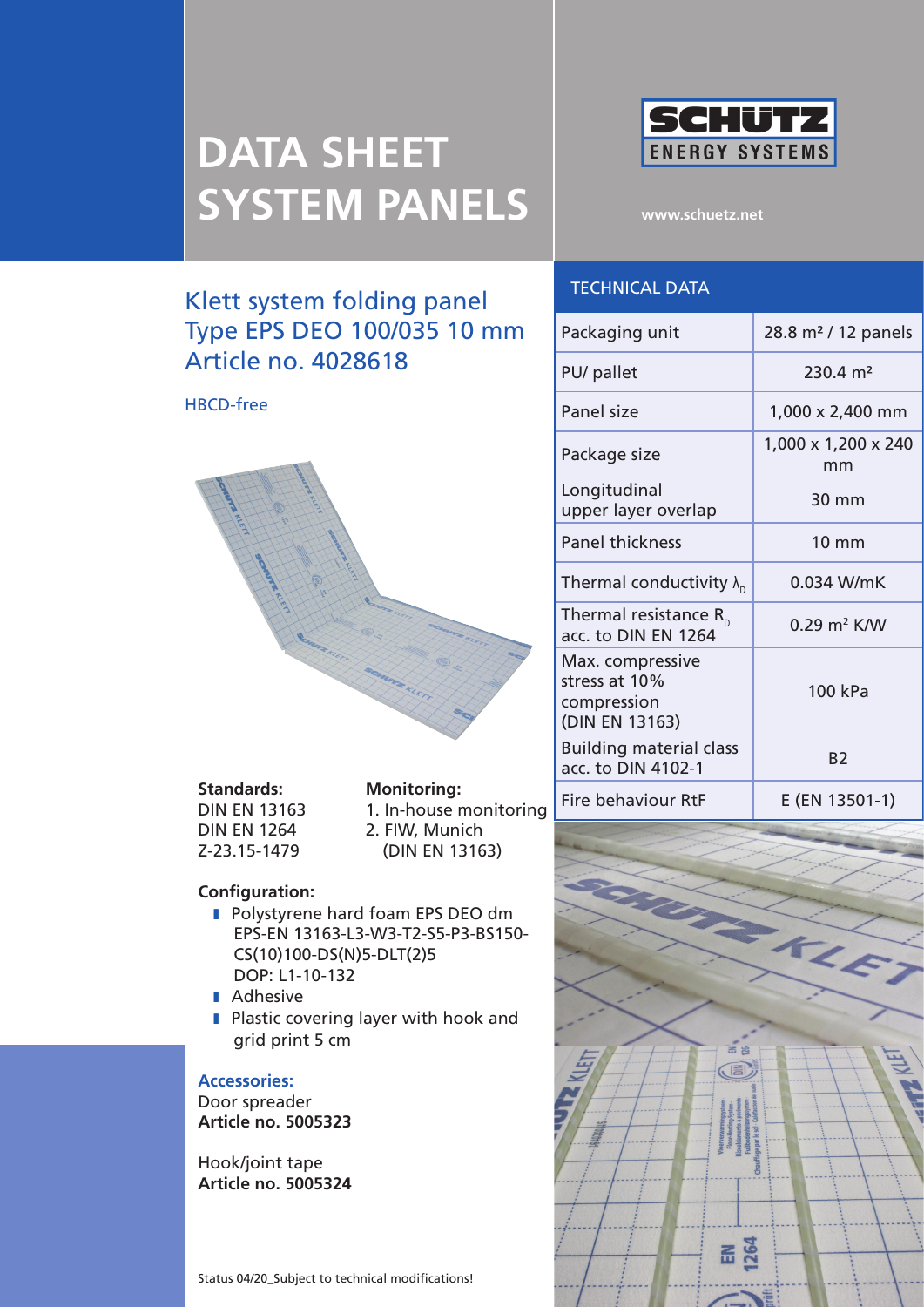# DATA SHEET SYSTEM PANELS

SCHÜTZ ENERGY SYSTEMS

www.schuetz.net

## Klett system folding panel Type EPS DEO 100/035 10 mm Article no. 4028618

HBCD-free

**Standards:**
DIN EN 13163
DIN EN 1264
Z-23.15-1479

**Monitoring:**
1. In-house monitoring
2. FIW, Munich (DIN EN 13163)

**Configuration:**

- Polystyrene hard foam EPS DEO dm EPS-EN 13163-L3-W3-T2-S5-P3-BS150-CS(10)100-DS(N)5-DLT(2)5 DOP: L1-10-132
- Adhesive
- Plastic covering layer with hook and grid print 5 cm

**Accessories:**

Door spreader
**Article no. 5005323**

Hook/joint tape
**Article no. 5005324**

| TECHNICAL DATA | |
|---|---|
| Packaging unit | 28.8 m² / 12 panels |
| PU/ pallet | 230.4 m² |
| Panel size | 1,000 x 2,400 mm |
| Package size | 1,000 x 1,200 x 240 mm |
| Longitudinal upper layer overlap | 30 mm |
| Panel thickness | 10 mm |
| Thermal conductivity $\lambda_D$ | 0.034 W/mK |
| Thermal resistance $R_D$ acc. to DIN EN 1264 | 0.29 m² K/W |
| Max. compressive stress at 10% compression (DIN EN 13163) | 100 kPa |
| Building material class acc. to DIN 4102-1 | B2 |
| Fire behaviour RtF | E (EN 13501-1) |

Status 04/20_Subject to technical modifications!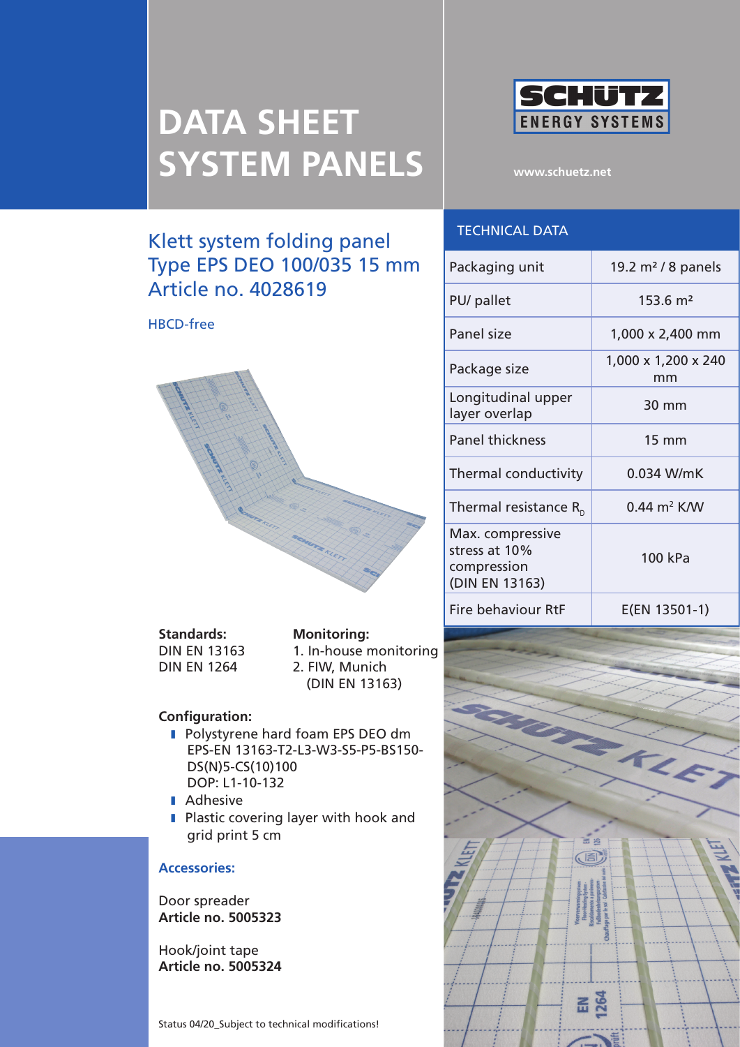# DATA SHEET SYSTEM PANELS

SCHÜTZ ENERGY SYSTEMS

www.schuetz.net

## Klett system folding panel Type EPS DEO 100/035 15 mm Article no. 4028619

HBCD-free

| TECHNICAL DATA | |
|---|---|
| Packaging unit | 19.2 m² / 8 panels |
| PU/ pallet | 153.6 m² |
| Panel size | 1,000 x 2,400 mm |
| Package size | 1,000 x 1,200 x 240 mm |
| Longitudinal upper layer overlap | 30 mm |
| Panel thickness | 15 mm |
| Thermal conductivity | 0.034 W/mK |
| Thermal resistance $R_D$ | 0.44 m² K/W |
| Max. compressive stress at 10% compression (DIN EN 13163) | 100 kPa |
| Fire behaviour RtF | E(EN 13501-1) |

**Standards:**
DIN EN 13163
DIN EN 1264

**Monitoring:**
1. In-house monitoring
2. FIW, Munich (DIN EN 13163)

**Configuration:**

- Polystyrene hard foam EPS DEO dm EPS-EN 13163-T2-L3-W3-S5-P5-BS150-DS(N)5-CS(10)100
  DOP: L1-10-132
- Adhesive
- Plastic covering layer with hook and grid print 5 cm

**Accessories:**

Door spreader
**Article no. 5005323**

Hook/joint tape
**Article no. 5005324**

Status 04/20_Subject to technical modifications!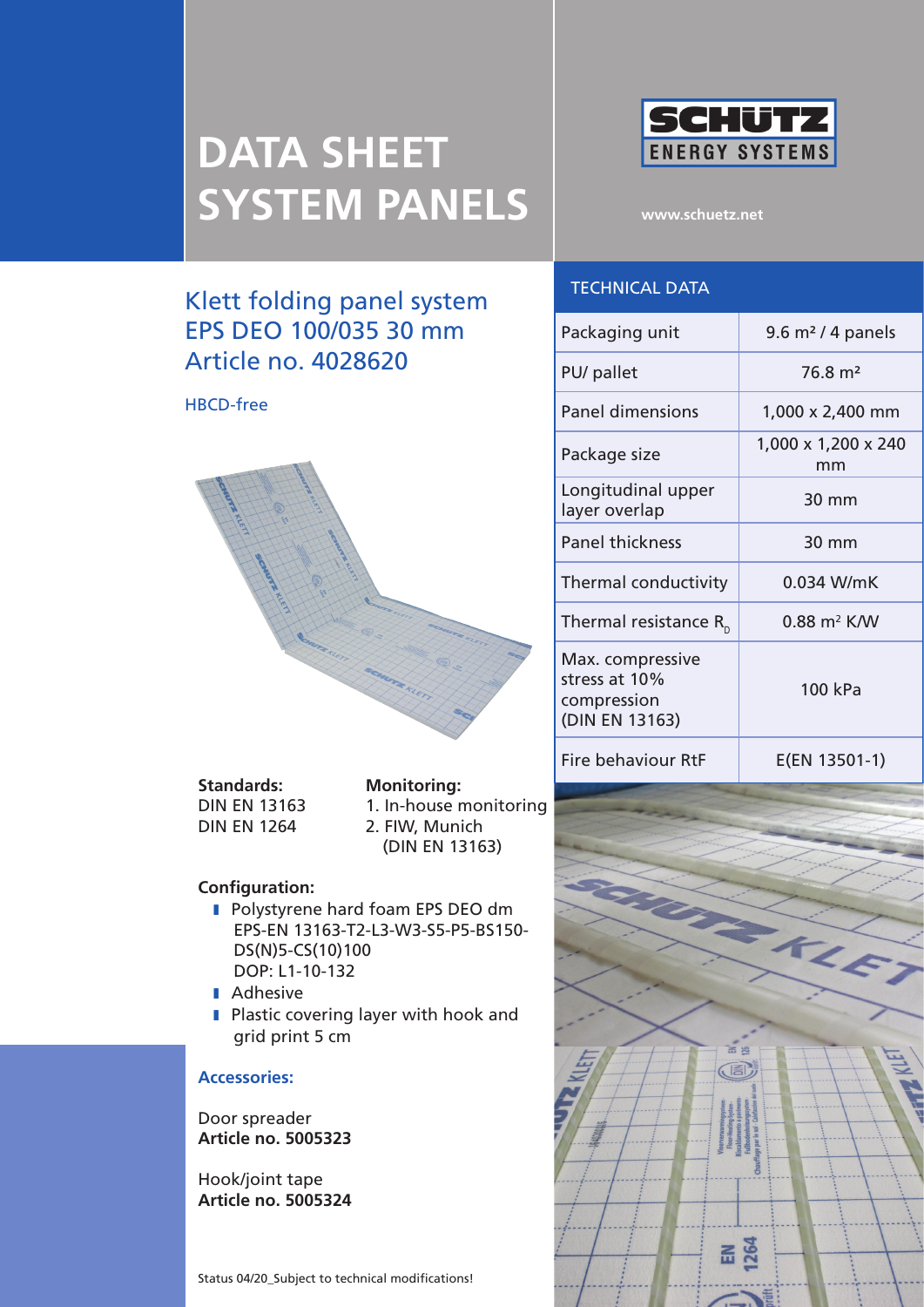# DATA SHEET SYSTEM PANELS

SCHÜTZ ENERGY SYSTEMS

www.schuetz.net

## Klett folding panel system EPS DEO 100/035 30 mm Article no. 4028620

HBCD-free

**Standards:**
DIN EN 13163
DIN EN 1264

**Monitoring:**
1. In-house monitoring
2. FIW, Munich (DIN EN 13163)

**Configuration:**

- Polystyrene hard foam EPS DEO dm EPS-EN 13163-T2-L3-W3-S5-P5-BS150-DS(N)5-CS(10)100
  DOP: L1-10-132
- Adhesive
- Plastic covering layer with hook and grid print 5 cm

**Accessories:**

Door spreader
**Article no. 5005323**

Hook/joint tape
**Article no. 5005324**

### TECHNICAL DATA

| | |
|---|---|
| Packaging unit | 9.6 m² / 4 panels |
| PU/ pallet | 76.8 m² |
| Panel dimensions | 1,000 x 2,400 mm |
| Package size | 1,000 x 1,200 x 240 mm |
| Longitudinal upper layer overlap | 30 mm |
| Panel thickness | 30 mm |
| Thermal conductivity | 0.034 W/mK |
| Thermal resistance $R_D$ | 0.88 m² K/W |
| Max. compressive stress at 10% compression (DIN EN 13163) | 100 kPa |
| Fire behaviour RtF | E(EN 13501-1) |

Status 04/20_Subject to technical modifications!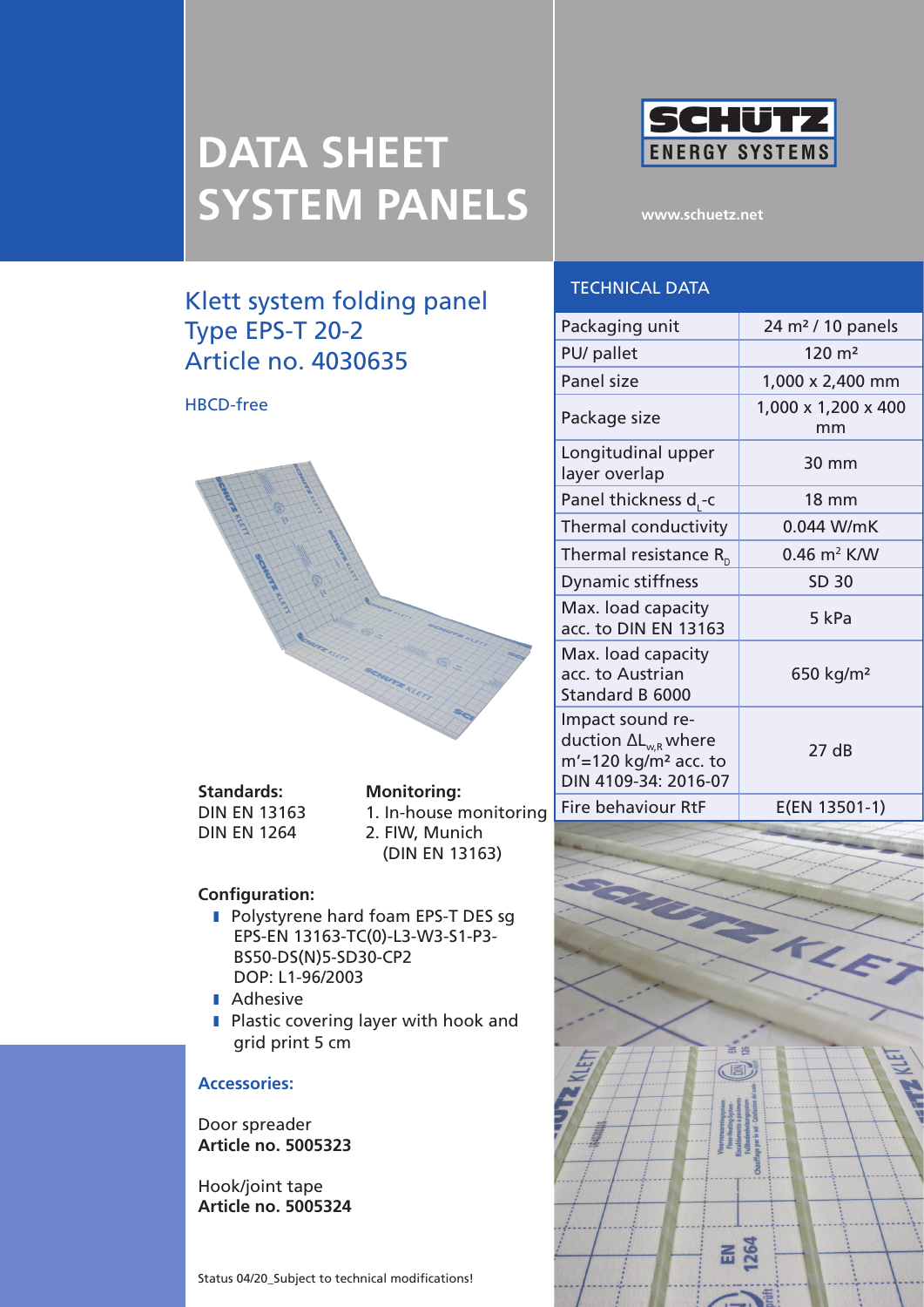# DATA SHEET SYSTEM PANELS

SCHÜTZ ENERGY SYSTEMS

www.schuetz.net

## Klett system folding panel Type EPS-T 20-2 Article no. 4030635

HBCD-free

**Standards:**
DIN EN 13163
DIN EN 1264

**Monitoring:**
1. In-house monitoring
2. FIW, Munich
(DIN EN 13163)

**Configuration:**

- Polystyrene hard foam EPS-T DES sg EPS-EN 13163-TC(0)-L3-W3-S1-P3-BS50-DS(N)5-SD30-CP2 DOP: L1-96/2003
- Adhesive
- Plastic covering layer with hook and grid print 5 cm

### Accessories:

Door spreader
**Article no. 5005323**

Hook/joint tape
**Article no. 5005324**

## TECHNICAL DATA

| | |
|---|---|
| Packaging unit | 24 m² / 10 panels |
| PU/ pallet | 120 m² |
| Panel size | 1,000 x 2,400 mm |
| Package size | 1,000 x 1,200 x 400 mm |
| Longitudinal upper layer overlap | 30 mm |
| Panel thickness $d_L$-c | 18 mm |
| Thermal conductivity | 0.044 W/mK |
| Thermal resistance $R_D$ | 0.46 m² K/W |
| Dynamic stiffness | SD 30 |
| Max. load capacity acc. to DIN EN 13163 | 5 kPa |
| Max. load capacity acc. to Austrian Standard B 6000 | 650 kg/m² |
| Impact sound reduction $\Delta L_{w,R}$ where m'=120 kg/m² acc. to DIN 4109-34: 2016-07 | 27 dB |
| Fire behaviour RtF | E(EN 13501-1) |

Status 04/20_Subject to technical modifications!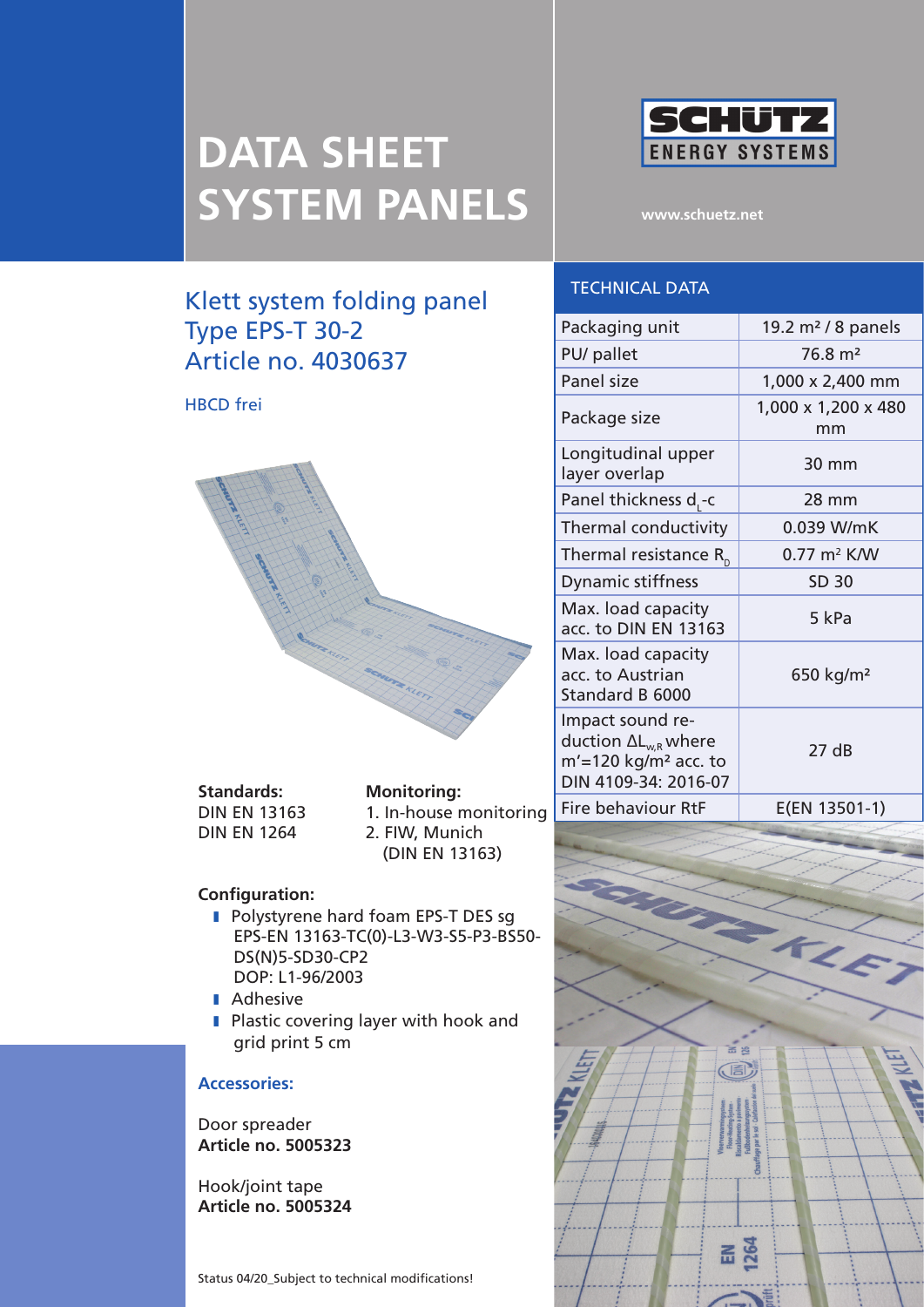# DATA SHEET SYSTEM PANELS

SCHÜTZ ENERGY SYSTEMS

www.schuetz.net

## Klett system folding panel Type EPS-T 30-2 Article no. 4030637

HBCD frei

**Standards:**
DIN EN 13163
DIN EN 1264

**Monitoring:**
1. In-house monitoring
2. FIW, Munich (DIN EN 13163)

**Configuration:**

- Polystyrene hard foam EPS-T DES sg EPS-EN 13163-TC(0)-L3-W3-S5-P3-BS50-DS(N)5-SD30-CP2 DOP: L1-96/2003
- Adhesive
- Plastic covering layer with hook and grid print 5 cm

### Accessories:

Door spreader
**Article no. 5005323**

Hook/joint tape
**Article no. 5005324**

Status 04/20_Subject to technical modifications!

## TECHNICAL DATA

| | |
|---|---|
| Packaging unit | 19.2 m² / 8 panels |
| PU/ pallet | 76.8 m² |
| Panel size | 1,000 x 2,400 mm |
| Package size | 1,000 x 1,200 x 480 mm |
| Longitudinal upper layer overlap | 30 mm |
| Panel thickness $d_L$-c | 28 mm |
| Thermal conductivity | 0.039 W/mK |
| Thermal resistance $R_D$ | 0.77 m² K/W |
| Dynamic stiffness | SD 30 |
| Max. load capacity acc. to DIN EN 13163 | 5 kPa |
| Max. load capacity acc. to Austrian Standard B 6000 | 650 kg/m² |
| Impact sound reduction $\Delta L_{w,R}$ where m'=120 kg/m² acc. to DIN 4109-34: 2016-07 | 27 dB |
| Fire behaviour RtF | E(EN 13501-1) |